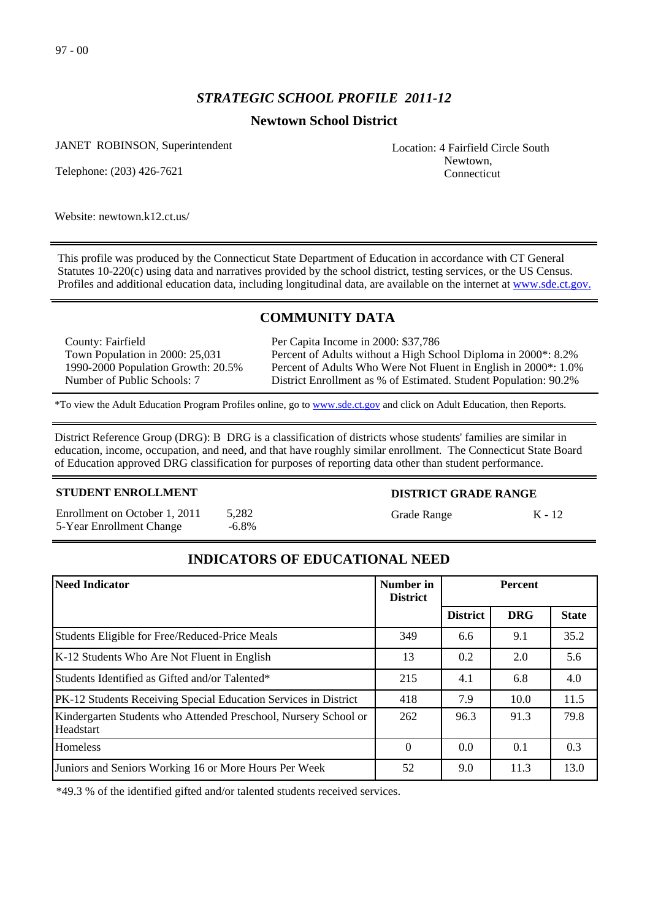97 - 00

# *STRATEGIC SCHOOL PROFILE 2011-12*

## Newtown School District

JANET ROBINSON, Superintendent

Telephone: (203) 426-7621

Location: 4 Fairfield Circle South
Newtown,
Connecticut

Website: newtown.k12.ct.us/

This profile was produced by the Connecticut State Department of Education in accordance with CT General Statutes 10-220(c) using data and narratives provided by the school district, testing services, or the US Census. Profiles and additional education data, including longitudinal data, are available on the internet at www.sde.ct.gov.

## COMMUNITY DATA

County: Fairfield
Town Population in 2000: 25,031
1990-2000 Population Growth: 20.5%
Number of Public Schools: 7

Per Capita Income in 2000: $37,786
Percent of Adults without a High School Diploma in 2000*: 8.2%
Percent of Adults Who Were Not Fluent in English in 2000*: 1.0%
District Enrollment as % of Estimated. Student Population: 90.2%

*To view the Adult Education Program Profiles online, go to www.sde.ct.gov and click on Adult Education, then Reports.

District Reference Group (DRG): B DRG is a classification of districts whose students' families are similar in education, income, occupation, and need, and that have roughly similar enrollment. The Connecticut State Board of Education approved DRG classification for purposes of reporting data other than student performance.

**STUDENT ENROLLMENT**

Enrollment on October 1, 2011 5,282
5-Year Enrollment Change -6.8%

**DISTRICT GRADE RANGE**

Grade Range K - 12

## INDICATORS OF EDUCATIONAL NEED

| Need Indicator | Number in District | Percent | | |
|---|---|---|---|---|
| | | District | DRG | State |
| Students Eligible for Free/Reduced-Price Meals | 349 | 6.6 | 9.1 | 35.2 |
| K-12 Students Who Are Not Fluent in English | 13 | 0.2 | 2.0 | 5.6 |
| Students Identified as Gifted and/or Talented* | 215 | 4.1 | 6.8 | 4.0 |
| PK-12 Students Receiving Special Education Services in District | 418 | 7.9 | 10.0 | 11.5 |
| Kindergarten Students who Attended Preschool, Nursery School or Headstart | 262 | 96.3 | 91.3 | 79.8 |
| Homeless | 0 | 0.0 | 0.1 | 0.3 |
| Juniors and Seniors Working 16 or More Hours Per Week | 52 | 9.0 | 11.3 | 13.0 |

*49.3 % of the identified gifted and/or talented students received services.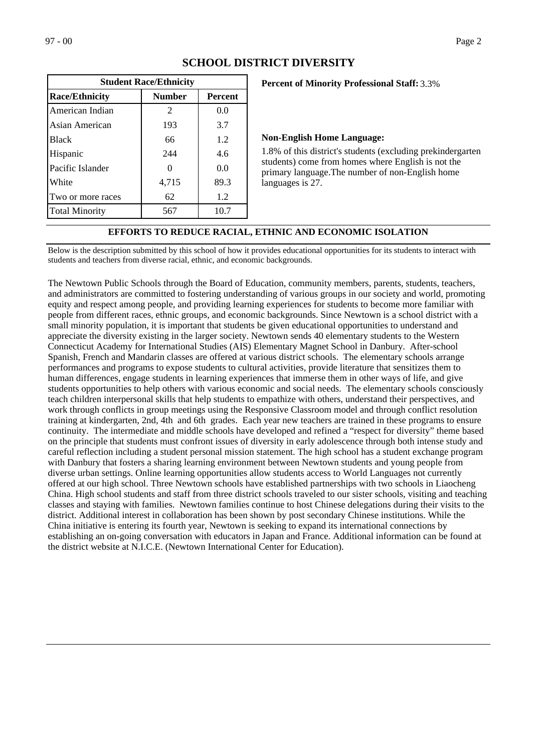## SCHOOL DISTRICT DIVERSITY

| Student Race/Ethnicity | | |
|---|---|---|
| **Race/Ethnicity** | **Number** | **Percent** |
| American Indian | 2 | 0.0 |
| Asian American | 193 | 3.7 |
| Black | 66 | 1.2 |
| Hispanic | 244 | 4.6 |
| Pacific Islander | 0 | 0.0 |
| White | 4,715 | 89.3 |
| Two or more races | 62 | 1.2 |
| Total Minority | 567 | 10.7 |

**Percent of Minority Professional Staff:** 3.3%

**Non-English Home Language:**

1.8% of this district's students (excluding prekindergarten students) come from homes where English is not the primary language.The number of non-English home languages is 27.

### EFFORTS TO REDUCE RACIAL, ETHNIC AND ECONOMIC ISOLATION

Below is the description submitted by this school of how it provides educational opportunities for its students to interact with students and teachers from diverse racial, ethnic, and economic backgrounds.

The Newtown Public Schools through the Board of Education, community members, parents, students, teachers, and administrators are committed to fostering understanding of various groups in our society and world, promoting equity and respect among people, and providing learning experiences for students to become more familiar with people from different races, ethnic groups, and economic backgrounds. Since Newtown is a school district with a small minority population, it is important that students be given educational opportunities to understand and appreciate the diversity existing in the larger society. Newtown sends 40 elementary students to the Western Connecticut Academy for International Studies (AIS) Elementary Magnet School in Danbury. After-school Spanish, French and Mandarin classes are offered at various district schools. The elementary schools arrange performances and programs to expose students to cultural activities, provide literature that sensitizes them to human differences, engage students in learning experiences that immerse them in other ways of life, and give students opportunities to help others with various economic and social needs. The elementary schools consciously teach children interpersonal skills that help students to empathize with others, understand their perspectives, and work through conflicts in group meetings using the Responsive Classroom model and through conflict resolution training at kindergarten, 2nd, 4th and 6th grades. Each year new teachers are trained in these programs to ensure continuity. The intermediate and middle schools have developed and refined a "respect for diversity" theme based on the principle that students must confront issues of diversity in early adolescence through both intense study and careful reflection including a student personal mission statement. The high school has a student exchange program with Danbury that fosters a sharing learning environment between Newtown students and young people from diverse urban settings. Online learning opportunities allow students access to World Languages not currently offered at our high school. Three Newtown schools have established partnerships with two schools in Liaocheng China. High school students and staff from three district schools traveled to our sister schools, visiting and teaching classes and staying with families. Newtown families continue to host Chinese delegations during their visits to the district. Additional interest in collaboration has been shown by post secondary Chinese institutions. While the China initiative is entering its fourth year, Newtown is seeking to expand its international connections by establishing an on-going conversation with educators in Japan and France. Additional information can be found at the district website at N.I.C.E. (Newtown International Center for Education).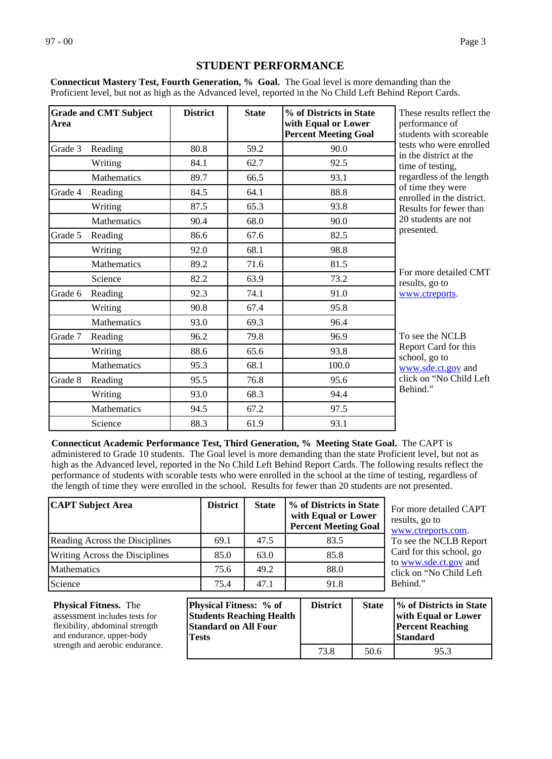# STUDENT PERFORMANCE

**Connecticut Mastery Test, Fourth Generation, % Goal.** The Goal level is more demanding than the Proficient level, but not as high as the Advanced level, reported in the No Child Left Behind Report Cards.

| Grade and CMT Subject Area | | District | State | % of Districts in State with Equal or Lower Percent Meeting Goal |
|---|---|---|---|---|
| Grade 3 | Reading | 80.8 | 59.2 | 90.0 |
| | Writing | 84.1 | 62.7 | 92.5 |
| | Mathematics | 89.7 | 66.5 | 93.1 |
| Grade 4 | Reading | 84.5 | 64.1 | 88.8 |
| | Writing | 87.5 | 65.3 | 93.8 |
| | Mathematics | 90.4 | 68.0 | 90.0 |
| Grade 5 | Reading | 86.6 | 67.6 | 82.5 |
| | Writing | 92.0 | 68.1 | 98.8 |
| | Mathematics | 89.2 | 71.6 | 81.5 |
| | Science | 82.2 | 63.9 | 73.2 |
| Grade 6 | Reading | 92.3 | 74.1 | 91.0 |
| | Writing | 90.8 | 67.4 | 95.8 |
| | Mathematics | 93.0 | 69.3 | 96.4 |
| Grade 7 | Reading | 96.2 | 79.8 | 96.9 |
| | Writing | 88.6 | 65.6 | 93.8 |
| | Mathematics | 95.3 | 68.1 | 100.0 |
| Grade 8 | Reading | 95.5 | 76.8 | 95.6 |
| | Writing | 93.0 | 68.3 | 94.4 |
| | Mathematics | 94.5 | 67.2 | 97.5 |
| | Science | 88.3 | 61.9 | 93.1 |

These results reflect the performance of students with scoreable tests who were enrolled in the district at the time of testing, regardless of the length of time they were enrolled in the district. Results for fewer than 20 students are not presented.

For more detailed CMT results, go to www.ctreports.

To see the NCLB Report Card for this school, go to www.sde.ct.gov and click on "No Child Left Behind."

**Connecticut Academic Performance Test, Third Generation, % Meeting State Goal.** The CAPT is administered to Grade 10 students. The Goal level is more demanding than the state Proficient level, but not as high as the Advanced level, reported in the No Child Left Behind Report Cards. The following results reflect the performance of students with scorable tests who were enrolled in the school at the time of testing, regardless of the length of time they were enrolled in the school. Results for fewer than 20 students are not presented.

| CAPT Subject Area | District | State | % of Districts in State with Equal or Lower Percent Meeting Goal |
|---|---|---|---|
| Reading Across the Disciplines | 69.1 | 47.5 | 83.5 |
| Writing Across the Disciplines | 85.0 | 63.0 | 85.8 |
| Mathematics | 75.6 | 49.2 | 88.0 |
| Science | 75.4 | 47.1 | 91.8 |

For more detailed CAPT results, go to www.ctreports.com. To see the NCLB Report Card for this school, go to www.sde.ct.gov and click on "No Child Left Behind."

**Physical Fitness.** The assessment includes tests for flexibility, abdominal strength and endurance, upper-body strength and aerobic endurance.

| Physical Fitness: % of Students Reaching Health Standard on All Four Tests | District | State | % of Districts in State with Equal or Lower Percent Reaching Standard |
|---|---|---|---|
| | 73.8 | 50.6 | 95.3 |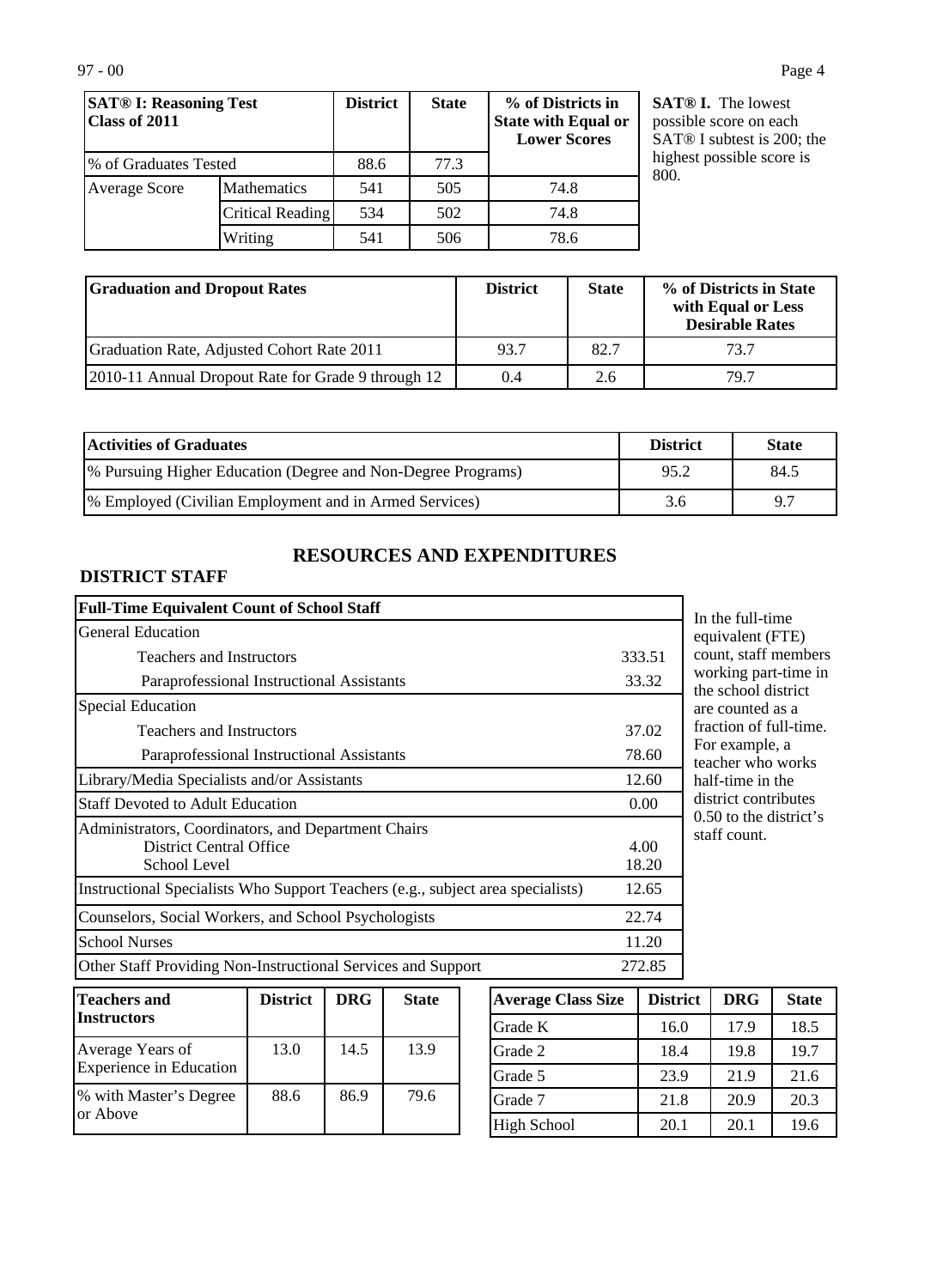| SAT® I: Reasoning Test Class of 2011 | | District | State | % of Districts in State with Equal or Lower Scores |
|---|---|---|---|---|
| % of Graduates Tested | | 88.6 | 77.3 | |
| Average Score | Mathematics | 541 | 505 | 74.8 |
| | Critical Reading | 534 | 502 | 74.8 |
| | Writing | 541 | 506 | 78.6 |

**SAT® I.** The lowest possible score on each SAT® I subtest is 200; the highest possible score is 800.

| Graduation and Dropout Rates | District | State | % of Districts in State with Equal or Less Desirable Rates |
|---|---|---|---|
| Graduation Rate, Adjusted Cohort Rate 2011 | 93.7 | 82.7 | 73.7 |
| 2010-11 Annual Dropout Rate for Grade 9 through 12 | 0.4 | 2.6 | 79.7 |

| Activities of Graduates | District | State |
|---|---|---|
| % Pursuing Higher Education (Degree and Non-Degree Programs) | 95.2 | 84.5 |
| % Employed (Civilian Employment and in Armed Services) | 3.6 | 9.7 |

## RESOURCES AND EXPENDITURES

### DISTRICT STAFF

| Full-Time Equivalent Count of School Staff | |
|---|---|
| General Education | |
| Teachers and Instructors | 333.51 |
| Paraprofessional Instructional Assistants | 33.32 |
| Special Education | |
| Teachers and Instructors | 37.02 |
| Paraprofessional Instructional Assistants | 78.60 |
| Library/Media Specialists and/or Assistants | 12.60 |
| Staff Devoted to Adult Education | 0.00 |
| Administrators, Coordinators, and Department Chairs | |
| District Central Office | 4.00 |
| School Level | 18.20 |
| Instructional Specialists Who Support Teachers (e.g., subject area specialists) | 12.65 |
| Counselors, Social Workers, and School Psychologists | 22.74 |
| School Nurses | 11.20 |
| Other Staff Providing Non-Instructional Services and Support | 272.85 |

In the full-time equivalent (FTE) count, staff members working part-time in the school district are counted as a fraction of full-time. For example, a teacher who works half-time in the district contributes 0.50 to the district's staff count.

| Teachers and Instructors | District | DRG | State |
|---|---|---|---|
| Average Years of Experience in Education | 13.0 | 14.5 | 13.9 |
| % with Master's Degree or Above | 88.6 | 86.9 | 79.6 |

| Average Class Size | District | DRG | State |
|---|---|---|---|
| Grade K | 16.0 | 17.9 | 18.5 |
| Grade 2 | 18.4 | 19.8 | 19.7 |
| Grade 5 | 23.9 | 21.9 | 21.6 |
| Grade 7 | 21.8 | 20.9 | 20.3 |
| High School | 20.1 | 20.1 | 19.6 |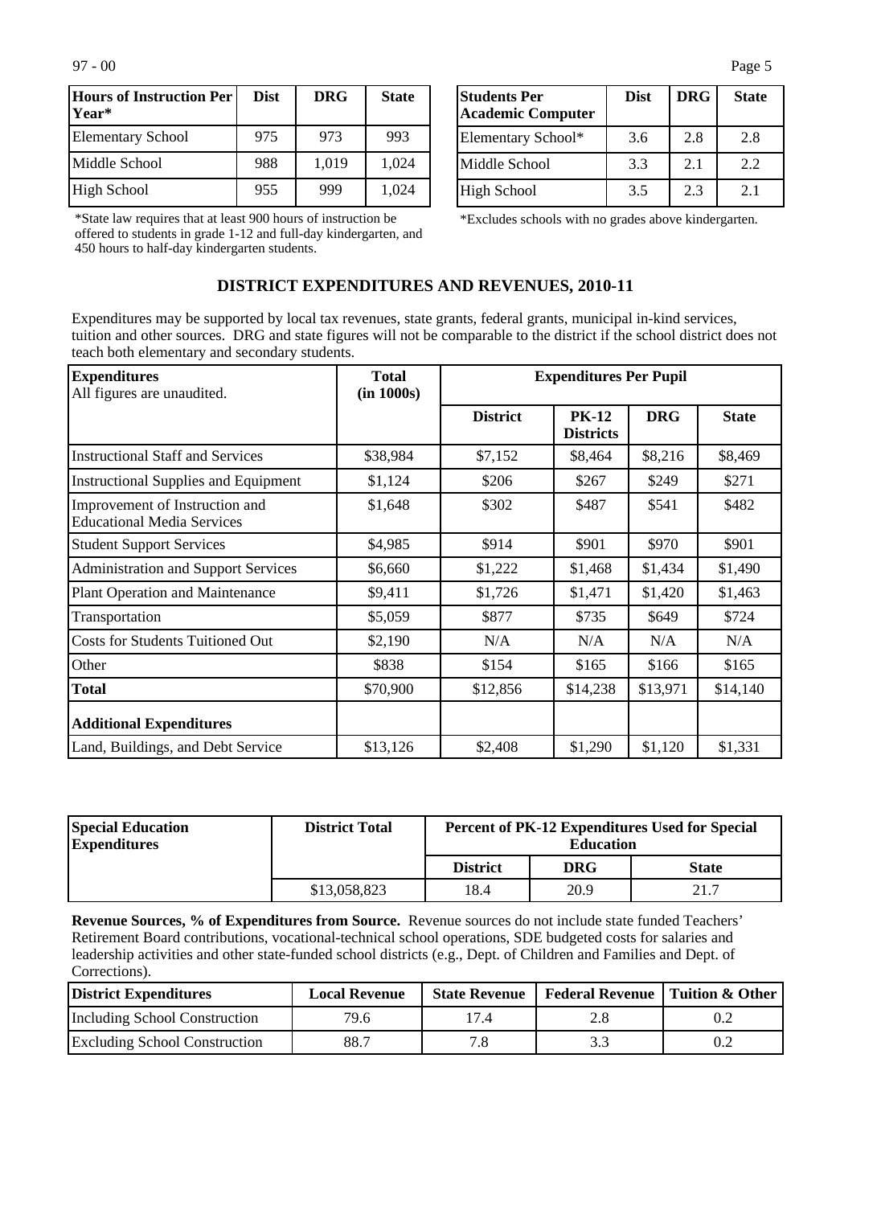| Hours of Instruction Per Year* | Dist | DRG | State |
|---|---|---|---|
| Elementary School | 975 | 973 | 993 |
| Middle School | 988 | 1,019 | 1,024 |
| High School | 955 | 999 | 1,024 |

*State law requires that at least 900 hours of instruction be offered to students in grade 1-12 and full-day kindergarten, and 450 hours to half-day kindergarten students.

| Students Per Academic Computer | Dist | DRG | State |
|---|---|---|---|
| Elementary School* | 3.6 | 2.8 | 2.8 |
| Middle School | 3.3 | 2.1 | 2.2 |
| High School | 3.5 | 2.3 | 2.1 |

*Excludes schools with no grades above kindergarten.

## DISTRICT EXPENDITURES AND REVENUES, 2010-11

Expenditures may be supported by local tax revenues, state grants, federal grants, municipal in-kind services, tuition and other sources. DRG and state figures will not be comparable to the district if the school district does not teach both elementary and secondary students.

| Expenditures<br>All figures are unaudited. | Total (in 1000s) | Expenditures Per Pupil | | | |
|---|---|---|---|---|---|
| | | District | PK-12 Districts | DRG | State |
| Instructional Staff and Services | $38,984 | $7,152 | $8,464 | $8,216 | $8,469 |
| Instructional Supplies and Equipment | $1,124 | $206 | $267 | $249 | $271 |
| Improvement of Instruction and Educational Media Services | $1,648 | $302 | $487 | $541 | $482 |
| Student Support Services | $4,985 | $914 | $901 | $970 | $901 |
| Administration and Support Services | $6,660 | $1,222 | $1,468 | $1,434 | $1,490 |
| Plant Operation and Maintenance | $9,411 | $1,726 | $1,471 | $1,420 | $1,463 |
| Transportation | $5,059 | $877 | $735 | $649 | $724 |
| Costs for Students Tuitioned Out | $2,190 | N/A | N/A | N/A | N/A |
| Other | $838 | $154 | $165 | $166 | $165 |
| **Total** | $70,900 | $12,856 | $14,238 | $13,971 | $14,140 |
| **Additional Expenditures** | | | | | |
| Land, Buildings, and Debt Service | $13,126 | $2,408 | $1,290 | $1,120 | $1,331 |

| Special Education Expenditures | District Total | Percent of PK-12 Expenditures Used for Special Education | | |
|---|---|---|---|---|
| | | District | DRG | State |
| | $13,058,823 | 18.4 | 20.9 | 21.7 |

**Revenue Sources, % of Expenditures from Source.** Revenue sources do not include state funded Teachers' Retirement Board contributions, vocational-technical school operations, SDE budgeted costs for salaries and leadership activities and other state-funded school districts (e.g., Dept. of Children and Families and Dept. of Corrections).

| District Expenditures | Local Revenue | State Revenue | Federal Revenue | Tuition & Other |
|---|---|---|---|---|
| Including School Construction | 79.6 | 17.4 | 2.8 | 0.2 |
| Excluding School Construction | 88.7 | 7.8 | 3.3 | 0.2 |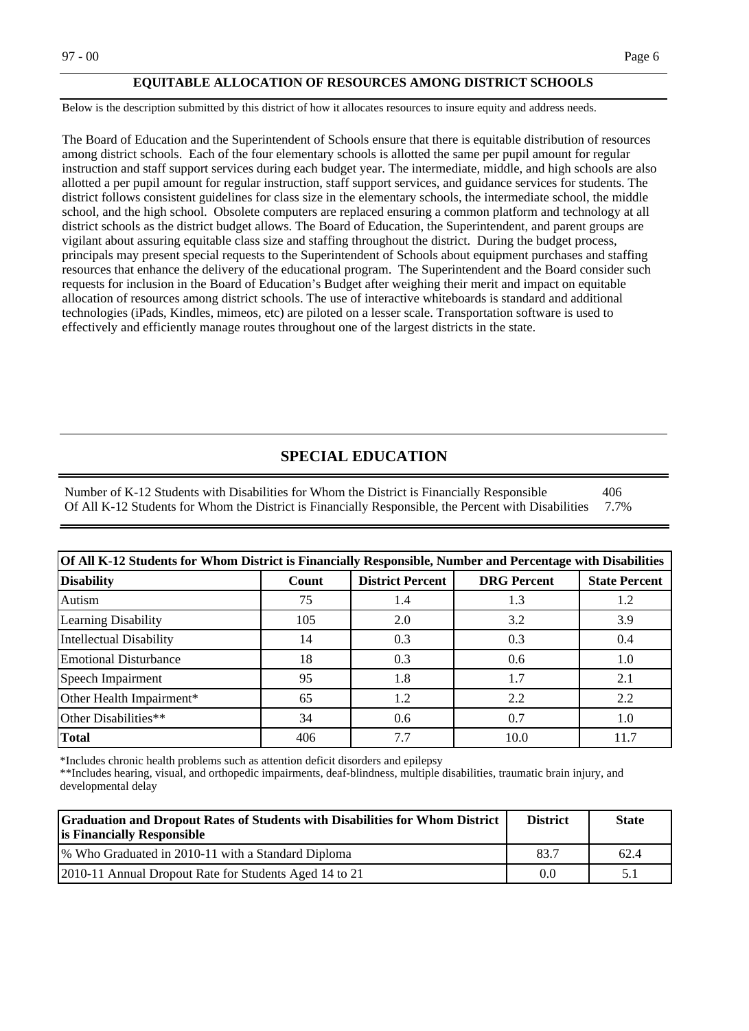## EQUITABLE ALLOCATION OF RESOURCES AMONG DISTRICT SCHOOLS

Below is the description submitted by this district of how it allocates resources to insure equity and address needs.

The Board of Education and the Superintendent of Schools ensure that there is equitable distribution of resources among district schools. Each of the four elementary schools is allotted the same per pupil amount for regular instruction and staff support services during each budget year. The intermediate, middle, and high schools are also allotted a per pupil amount for regular instruction, staff support services, and guidance services for students. The district follows consistent guidelines for class size in the elementary schools, the intermediate school, the middle school, and the high school. Obsolete computers are replaced ensuring a common platform and technology at all district schools as the district budget allows. The Board of Education, the Superintendent, and parent groups are vigilant about assuring equitable class size and staffing throughout the district. During the budget process, principals may present special requests to the Superintendent of Schools about equipment purchases and staffing resources that enhance the delivery of the educational program. The Superintendent and the Board consider such requests for inclusion in the Board of Education's Budget after weighing their merit and impact on equitable allocation of resources among district schools. The use of interactive whiteboards is standard and additional technologies (iPads, Kindles, mimeos, etc) are piloted on a lesser scale. Transportation software is used to effectively and efficiently manage routes throughout one of the largest districts in the state.

## SPECIAL EDUCATION

| | |
|---|---|
| Number of K-12 Students with Disabilities for Whom the District is Financially Responsible | 406 |
| Of All K-12 Students for Whom the District is Financially Responsible, the Percent with Disabilities | 7.7% |

| Of All K-12 Students for Whom District is Financially Responsible, Number and Percentage with Disabilities | | | | |
|---|---|---|---|---|
| **Disability** | **Count** | **District Percent** | **DRG Percent** | **State Percent** |
| Autism | 75 | 1.4 | 1.3 | 1.2 |
| Learning Disability | 105 | 2.0 | 3.2 | 3.9 |
| Intellectual Disability | 14 | 0.3 | 0.3 | 0.4 |
| Emotional Disturbance | 18 | 0.3 | 0.6 | 1.0 |
| Speech Impairment | 95 | 1.8 | 1.7 | 2.1 |
| Other Health Impairment* | 65 | 1.2 | 2.2 | 2.2 |
| Other Disabilities** | 34 | 0.6 | 0.7 | 1.0 |
| **Total** | 406 | 7.7 | 10.0 | 11.7 |

*Includes chronic health problems such as attention deficit disorders and epilepsy

**Includes hearing, visual, and orthopedic impairments, deaf-blindness, multiple disabilities, traumatic brain injury, and developmental delay

| Graduation and Dropout Rates of Students with Disabilities for Whom District is Financially Responsible | District | State |
|---|---|---|
| % Who Graduated in 2010-11 with a Standard Diploma | 83.7 | 62.4 |
| 2010-11 Annual Dropout Rate for Students Aged 14 to 21 | 0.0 | 5.1 |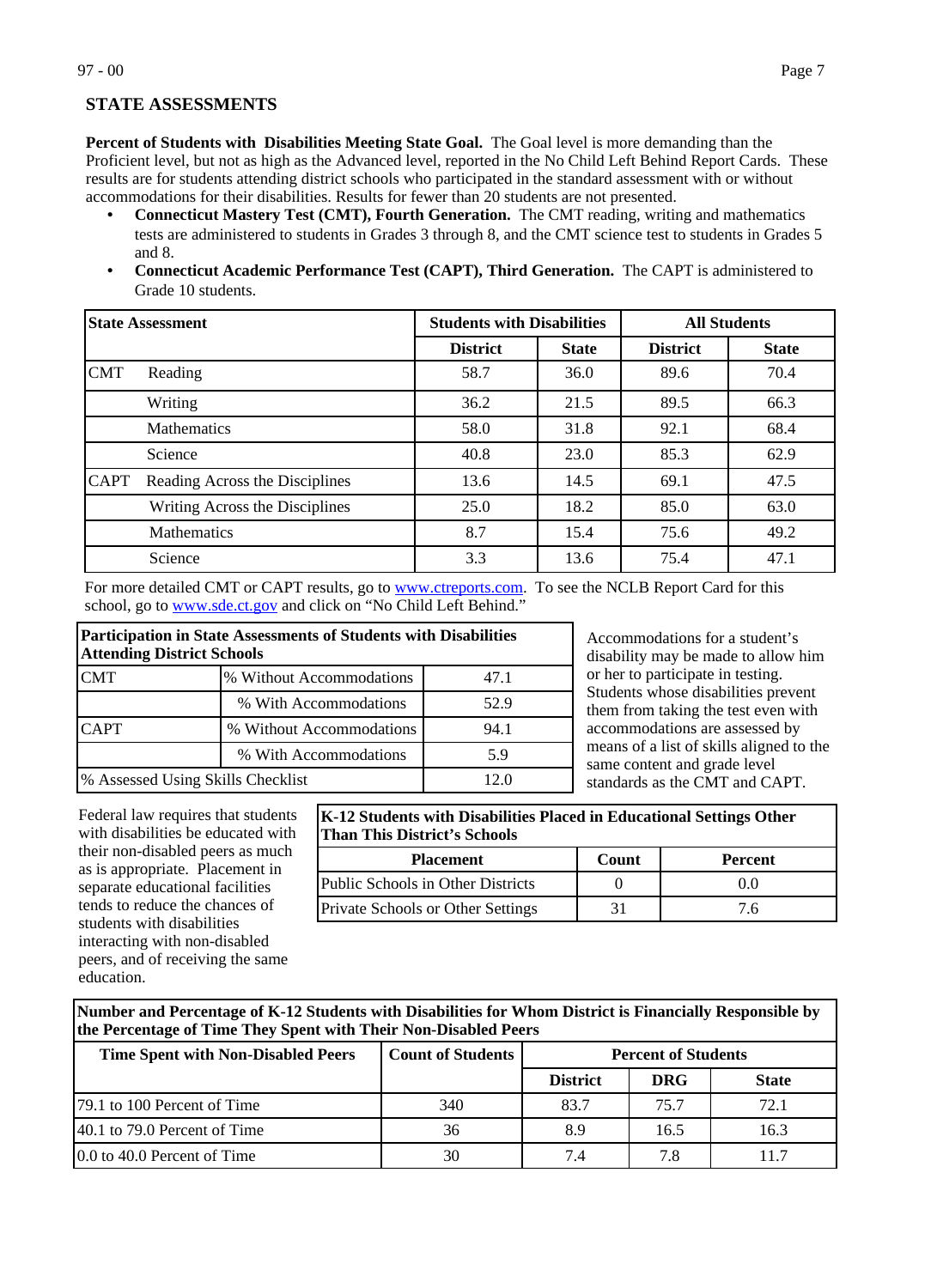## STATE ASSESSMENTS

**Percent of Students with Disabilities Meeting State Goal.** The Goal level is more demanding than the Proficient level, but not as high as the Advanced level, reported in the No Child Left Behind Report Cards. These results are for students attending district schools who participated in the standard assessment with or without accommodations for their disabilities. Results for fewer than 20 students are not presented.

- **Connecticut Mastery Test (CMT), Fourth Generation.** The CMT reading, writing and mathematics tests are administered to students in Grades 3 through 8, and the CMT science test to students in Grades 5 and 8.
- **Connecticut Academic Performance Test (CAPT), Third Generation.** The CAPT is administered to Grade 10 students.

| State Assessment | | Students with Disabilities | | All Students | |
|---|---|---|---|---|---|
| | | District | State | District | State |
| CMT | Reading | 58.7 | 36.0 | 89.6 | 70.4 |
| | Writing | 36.2 | 21.5 | 89.5 | 66.3 |
| | Mathematics | 58.0 | 31.8 | 92.1 | 68.4 |
| | Science | 40.8 | 23.0 | 85.3 | 62.9 |
| CAPT | Reading Across the Disciplines | 13.6 | 14.5 | 69.1 | 47.5 |
| | Writing Across the Disciplines | 25.0 | 18.2 | 85.0 | 63.0 |
| | Mathematics | 8.7 | 15.4 | 75.6 | 49.2 |
| | Science | 3.3 | 13.6 | 75.4 | 47.1 |

For more detailed CMT or CAPT results, go to [www.ctreports.com](www.ctreports.com). To see the NCLB Report Card for this school, go to [www.sde.ct.gov](www.sde.ct.gov) and click on "No Child Left Behind."

| Participation in State Assessments of Students with Disabilities Attending District Schools | | |
|---|---|---|
| CMT | % Without Accommodations | 47.1 |
| | % With Accommodations | 52.9 |
| CAPT | % Without Accommodations | 94.1 |
| | % With Accommodations | 5.9 |
| % Assessed Using Skills Checklist | | 12.0 |

Accommodations for a student's disability may be made to allow him or her to participate in testing. Students whose disabilities prevent them from taking the test even with accommodations are assessed by means of a list of skills aligned to the same content and grade level standards as the CMT and CAPT.

Federal law requires that students with disabilities be educated with their non-disabled peers as much as is appropriate. Placement in separate educational facilities tends to reduce the chances of students with disabilities interacting with non-disabled peers, and of receiving the same education.

**K-12 Students with Disabilities Placed in Educational Settings Other Than This District's Schools**

| Placement | Count | Percent |
|---|---|---|
| Public Schools in Other Districts | 0 | 0.0 |
| Private Schools or Other Settings | 31 | 7.6 |

**Number and Percentage of K-12 Students with Disabilities for Whom District is Financially Responsible by the Percentage of Time They Spent with Their Non-Disabled Peers**

| Time Spent with Non-Disabled Peers | Count of Students | Percent of Students | | |
|---|---|---|---|---|
| | | District | DRG | State |
| 79.1 to 100 Percent of Time | 340 | 83.7 | 75.7 | 72.1 |
| 40.1 to 79.0 Percent of Time | 36 | 8.9 | 16.5 | 16.3 |
| 0.0 to 40.0 Percent of Time | 30 | 7.4 | 7.8 | 11.7 |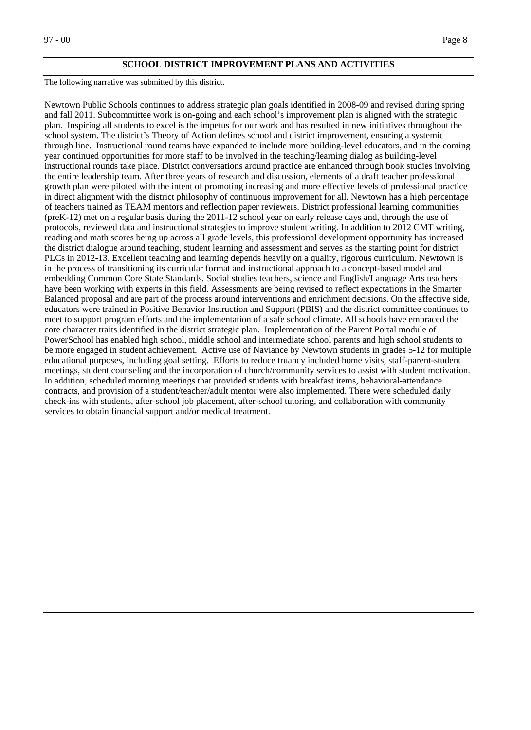## SCHOOL DISTRICT IMPROVEMENT PLANS AND ACTIVITIES

The following narrative was submitted by this district.

Newtown Public Schools continues to address strategic plan goals identified in 2008-09 and revised during spring and fall 2011. Subcommittee work is on-going and each school's improvement plan is aligned with the strategic plan. Inspiring all students to excel is the impetus for our work and has resulted in new initiatives throughout the school system. The district's Theory of Action defines school and district improvement, ensuring a systemic through line. Instructional round teams have expanded to include more building-level educators, and in the coming year continued opportunities for more staff to be involved in the teaching/learning dialog as building-level instructional rounds take place. District conversations around practice are enhanced through book studies involving the entire leadership team. After three years of research and discussion, elements of a draft teacher professional growth plan were piloted with the intent of promoting increasing and more effective levels of professional practice in direct alignment with the district philosophy of continuous improvement for all. Newtown has a high percentage of teachers trained as TEAM mentors and reflection paper reviewers. District professional learning communities (preK-12) met on a regular basis during the 2011-12 school year on early release days and, through the use of protocols, reviewed data and instructional strategies to improve student writing. In addition to 2012 CMT writing, reading and math scores being up across all grade levels, this professional development opportunity has increased the district dialogue around teaching, student learning and assessment and serves as the starting point for district PLCs in 2012-13. Excellent teaching and learning depends heavily on a quality, rigorous curriculum. Newtown is in the process of transitioning its curricular format and instructional approach to a concept-based model and embedding Common Core State Standards. Social studies teachers, science and English/Language Arts teachers have been working with experts in this field. Assessments are being revised to reflect expectations in the Smarter Balanced proposal and are part of the process around interventions and enrichment decisions. On the affective side, educators were trained in Positive Behavior Instruction and Support (PBIS) and the district committee continues to meet to support program efforts and the implementation of a safe school climate. All schools have embraced the core character traits identified in the district strategic plan. Implementation of the Parent Portal module of PowerSchool has enabled high school, middle school and intermediate school parents and high school students to be more engaged in student achievement. Active use of Naviance by Newtown students in grades 5-12 for multiple educational purposes, including goal setting. Efforts to reduce truancy included home visits, staff-parent-student meetings, student counseling and the incorporation of church/community services to assist with student motivation. In addition, scheduled morning meetings that provided students with breakfast items, behavioral-attendance contracts, and provision of a student/teacher/adult mentor were also implemented. There were scheduled daily check-ins with students, after-school job placement, after-school tutoring, and collaboration with community services to obtain financial support and/or medical treatment.